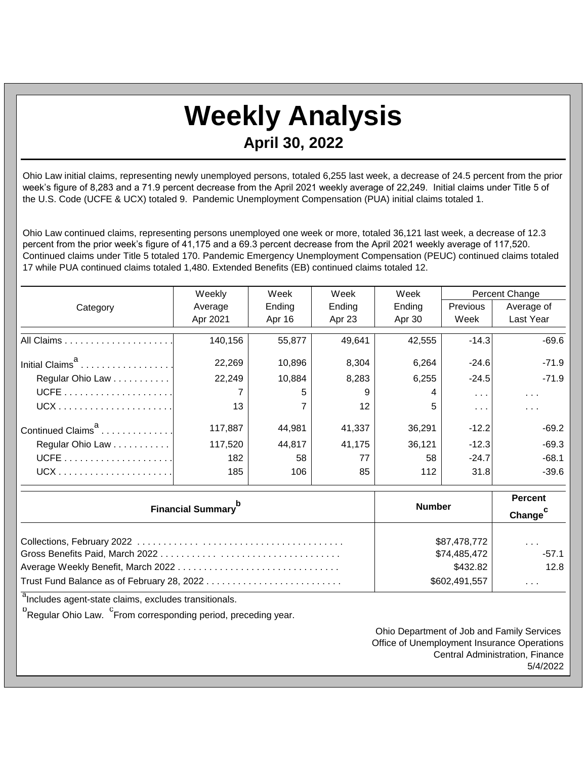# Weekly Analysis

## April 30, 2022

Ohio Law initial claims, representing newly unemployed persons, totaled 6,255 last week, a decrease of 24.5 percent from the prior week's figure of 8,283 and a 71.9 percent decrease from the April 2021 weekly average of 22,249. Initial claims under Title 5 of the U.S. Code (UCFE & UCX) totaled 9. Pandemic Unemployment Compensation (PUA) initial claims totaled 1.

Ohio Law continued claims, representing persons unemployed one week or more, totaled 36,121 last week, a decrease of 12.3 percent from the prior week's figure of 41,175 and a 69.3 percent decrease from the April 2021 weekly average of 117,520. Continued claims under Title 5 totaled 170. Pandemic Emergency Unemployment Compensation (PEUC) continued claims totaled 17 while PUA continued claims totaled 1,480. Extended Benefits (EB) continued claims totaled 12.

| Category | Weekly Average Apr 2021 | Week Ending Apr 16 | Week Ending Apr 23 | Week Ending Apr 30 | Percent Change Previous Week | Percent Change Average of Last Year |
|---|---|---|---|---|---|---|
| All Claims | 140,156 | 55,877 | 49,641 | 42,555 | -14.3 | -69.6 |
| Initial Claims[a] | 22,269 | 10,896 | 8,304 | 6,264 | -24.6 | -71.9 |
| Regular Ohio Law | 22,249 | 10,884 | 8,283 | 6,255 | -24.5 | -71.9 |
| UCFE | 7 | 5 | 9 | 4 | . . . | . . . |
| UCX | 13 | 7 | 12 | 5 | . . . | . . . |
| Continued Claims[a] | 117,887 | 44,981 | 41,337 | 36,291 | -12.2 | -69.2 |
| Regular Ohio Law | 117,520 | 44,817 | 41,175 | 36,121 | -12.3 | -69.3 |
| UCFE | 182 | 58 | 77 | 58 | -24.7 | -68.1 |
| UCX | 185 | 106 | 85 | 112 | 31.8 | -39.6 |

| Financial Summary[b] | Number | Percent Change[c] |
|---|---|---|
| Collections, February 2022 | $87,478,772 | . . . |
| Gross Benefits Paid, March 2022 | $74,485,472 | -57.1 |
| Average Weekly Benefit, March 2022 | $432.82 | 12.8 |
| Trust Fund Balance as of February 28, 2022 | $602,491,557 | . . . |

[a]Includes agent-state claims, excludes transitionals.

[b]Regular Ohio Law. [c]From corresponding period, preceding year.

Ohio Department of Job and Family Services
Office of Unemployment Insurance Operations
Central Administration, Finance
5/4/2022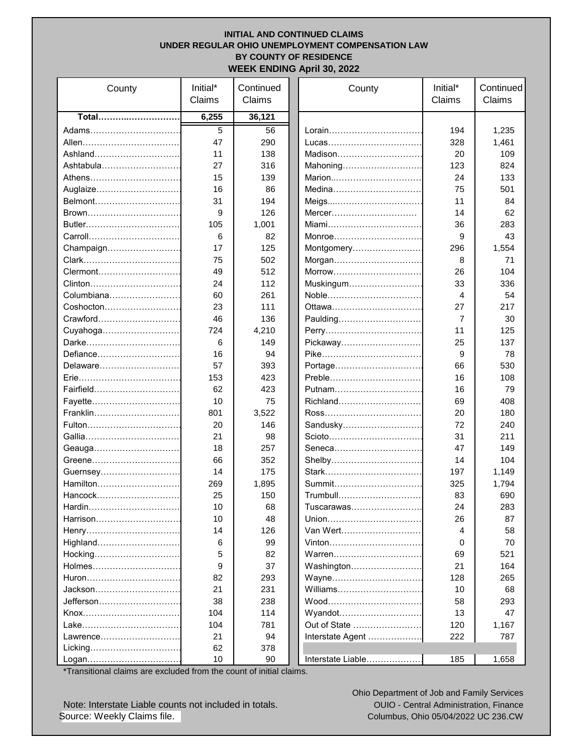**INITIAL AND CONTINUED CLAIMS**
**UNDER REGULAR OHIO UNEMPLOYMENT COMPENSATION LAW**
**BY COUNTY OF RESIDENCE**
**WEEK ENDING April 30, 2022**

| County | Initial* Claims | Continued Claims | County | Initial* Claims | Continued Claims |
|---|---|---|---|---|---|
| **Total** | **6,255** | **36,121** | | | |
| Adams | 5 | 56 | Lorain | 194 | 1,235 |
| Allen | 47 | 290 | Lucas | 328 | 1,461 |
| Ashland | 11 | 138 | Madison | 20 | 109 |
| Ashtabula | 27 | 316 | Mahoning | 123 | 824 |
| Athens | 15 | 139 | Marion | 24 | 133 |
| Auglaize | 16 | 86 | Medina | 75 | 501 |
| Belmont | 31 | 194 | Meigs | 11 | 84 |
| Brown | 9 | 126 | Mercer | 14 | 62 |
| Butler | 105 | 1,001 | Miami | 36 | 283 |
| Carroll | 6 | 82 | Monroe | 9 | 43 |
| Champaign | 17 | 125 | Montgomery | 296 | 1,554 |
| Clark | 75 | 502 | Morgan | 8 | 71 |
| Clermont | 49 | 512 | Morrow | 26 | 104 |
| Clinton | 24 | 112 | Muskingum | 33 | 336 |
| Columbiana | 60 | 261 | Noble | 4 | 54 |
| Coshocton | 23 | 111 | Ottawa | 27 | 217 |
| Crawford | 46 | 136 | Paulding | 7 | 30 |
| Cuyahoga | 724 | 4,210 | Perry | 11 | 125 |
| Darke | 6 | 149 | Pickaway | 25 | 137 |
| Defiance | 16 | 94 | Pike | 9 | 78 |
| Delaware | 57 | 393 | Portage | 66 | 530 |
| Erie | 153 | 423 | Preble | 16 | 108 |
| Fairfield | 62 | 423 | Putnam | 16 | 79 |
| Fayette | 10 | 75 | Richland | 69 | 408 |
| Franklin | 801 | 3,522 | Ross | 20 | 180 |
| Fulton | 20 | 146 | Sandusky | 72 | 240 |
| Gallia | 21 | 98 | Scioto | 31 | 211 |
| Geauga | 18 | 257 | Seneca | 47 | 149 |
| Greene | 66 | 352 | Shelby | 14 | 104 |
| Guernsey | 14 | 175 | Stark | 197 | 1,149 |
| Hamilton | 269 | 1,895 | Summit | 325 | 1,794 |
| Hancock | 25 | 150 | Trumbull | 83 | 690 |
| Hardin | 10 | 68 | Tuscarawas | 24 | 283 |
| Harrison | 10 | 48 | Union | 26 | 87 |
| Henry | 14 | 126 | Van Wert | 4 | 58 |
| Highland | 6 | 99 | Vinton | 0 | 70 |
| Hocking | 5 | 82 | Warren | 69 | 521 |
| Holmes | 9 | 37 | Washington | 21 | 164 |
| Huron | 82 | 293 | Wayne | 128 | 265 |
| Jackson | 21 | 231 | Williams | 10 | 68 |
| Jefferson | 38 | 238 | Wood | 58 | 293 |
| Knox | 104 | 114 | Wyandot | 13 | 47 |
| Lake | 104 | 781 | Out of State | 120 | 1,167 |
| Lawrence | 21 | 94 | Interstate Agent | 222 | 787 |
| Licking | 62 | 378 | | | |
| Logan | 10 | 90 | Interstate Liable | 185 | 1,658 |

*Transitional claims are excluded from the count of initial claims.

Note: Interstate Liable counts not included in totals.
Source: Weekly Claims file.

Ohio Department of Job and Family Services
OUIO - Central Administration, Finance
Columbus, Ohio 05/04/2022 UC 236.CW